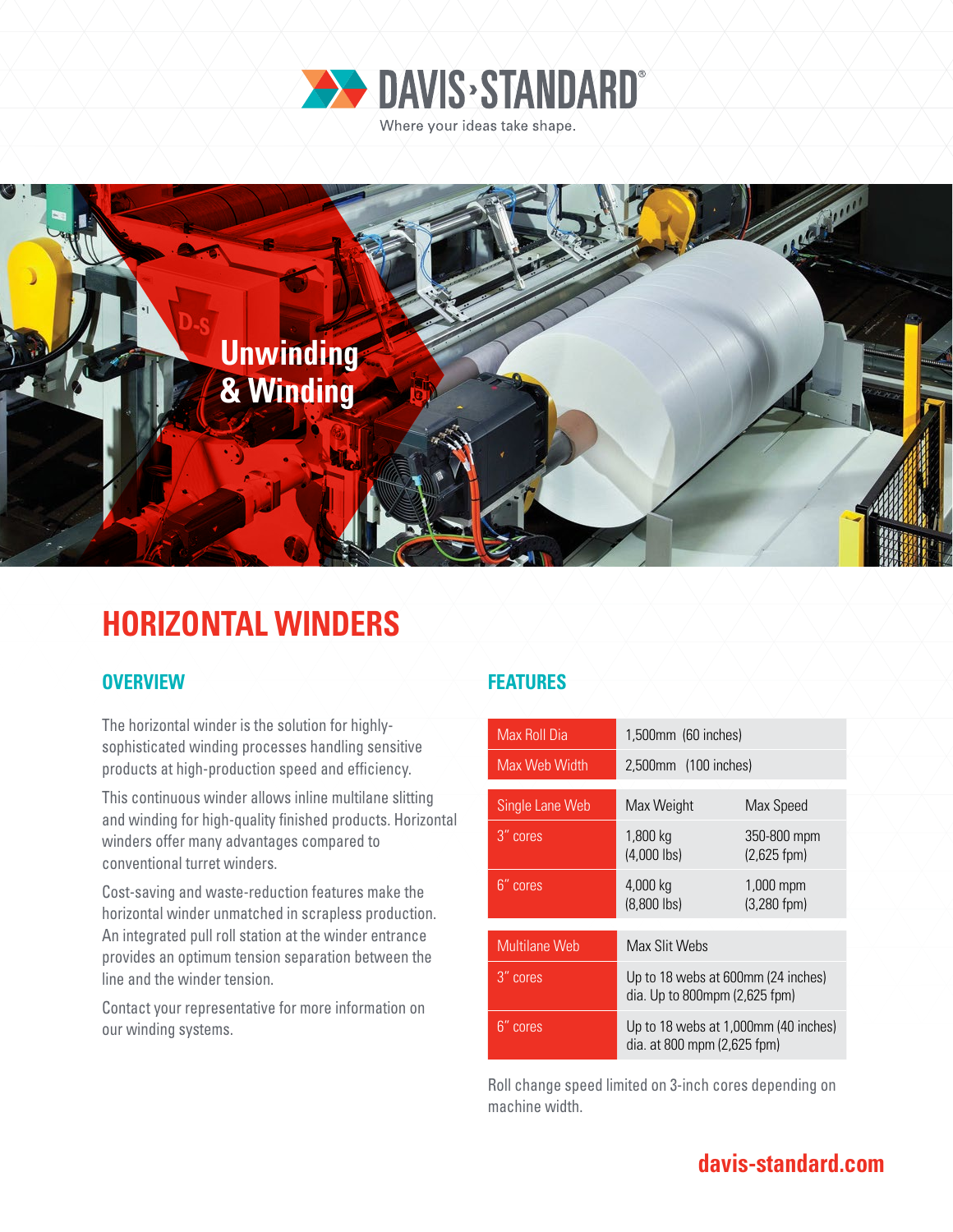# DAVIS·STANDARD

Where your ideas take shape.

Unwinding & Winding

## HORIZONTAL WINDERS

### OVERVIEW

The horizontal winder is the solution for highly-sophisticated winding processes handling sensitive products at high-production speed and efficiency.

This continuous winder allows inline multilane slitting and winding for high-quality finished products. Horizontal winders offer many advantages compared to conventional turret winders.

Cost-saving and waste-reduction features make the horizontal winder unmatched in scrapless production. An integrated pull roll station at the winder entrance provides an optimum tension separation between the line and the winder tension.

Contact your representative for more information on our winding systems.

### FEATURES

| Max Roll Dia | 1,500mm (60 inches) | |
|---|---|---|
| Max Web Width | 2,500mm (100 inches) | |

| Single Lane Web | Max Weight | Max Speed |
|---|---|---|
| 3" cores | 1,800 kg (4,000 lbs) | 350-800 mpm (2,625 fpm) |
| 6" cores | 4,000 kg (8,800 lbs) | 1,000 mpm (3,280 fpm) |

| Multilane Web | Max Slit Webs |
|---|---|
| 3" cores | Up to 18 webs at 600mm (24 inches) dia. Up to 800mpm (2,625 fpm) |
| 6" cores | Up to 18 webs at 1,000mm (40 inches) dia. at 800 mpm (2,625 fpm) |

Roll change speed limited on 3-inch cores depending on machine width.

davis-standard.com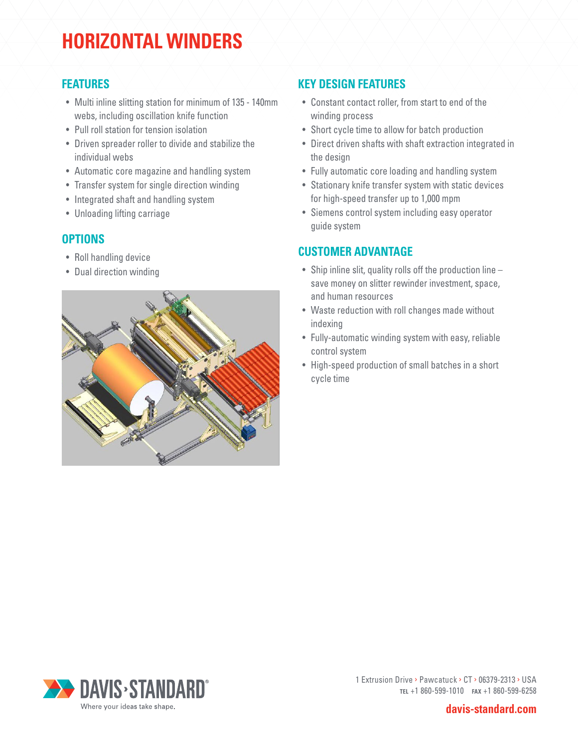# HORIZONTAL WINDERS

## FEATURES

- Multi inline slitting station for minimum of 135 - 140mm webs, including oscillation knife function
- Pull roll station for tension isolation
- Driven spreader roller to divide and stabilize the individual webs
- Automatic core magazine and handling system
- Transfer system for single direction winding
- Integrated shaft and handling system
- Unloading lifting carriage

## OPTIONS

- Roll handling device
- Dual direction winding

## KEY DESIGN FEATURES

- Constant contact roller, from start to end of the winding process
- Short cycle time to allow for batch production
- Direct driven shafts with shaft extraction integrated in the design
- Fully automatic core loading and handling system
- Stationary knife transfer system with static devices for high-speed transfer up to 1,000 mpm
- Siemens control system including easy operator guide system

## CUSTOMER ADVANTAGE

- Ship inline slit, quality rolls off the production line – save money on slitter rewinder investment, space, and human resources
- Waste reduction with roll changes made without indexing
- Fully-automatic winding system with easy, reliable control system
- High-speed production of small batches in a short cycle time

DAVIS-STANDARD®
Where your ideas take shape.

1 Extrusion Drive › Pawcatuck › CT › 06379-2313 › USA
TEL +1 860-599-1010 FAX +1 860-599-6258

davis-standard.com